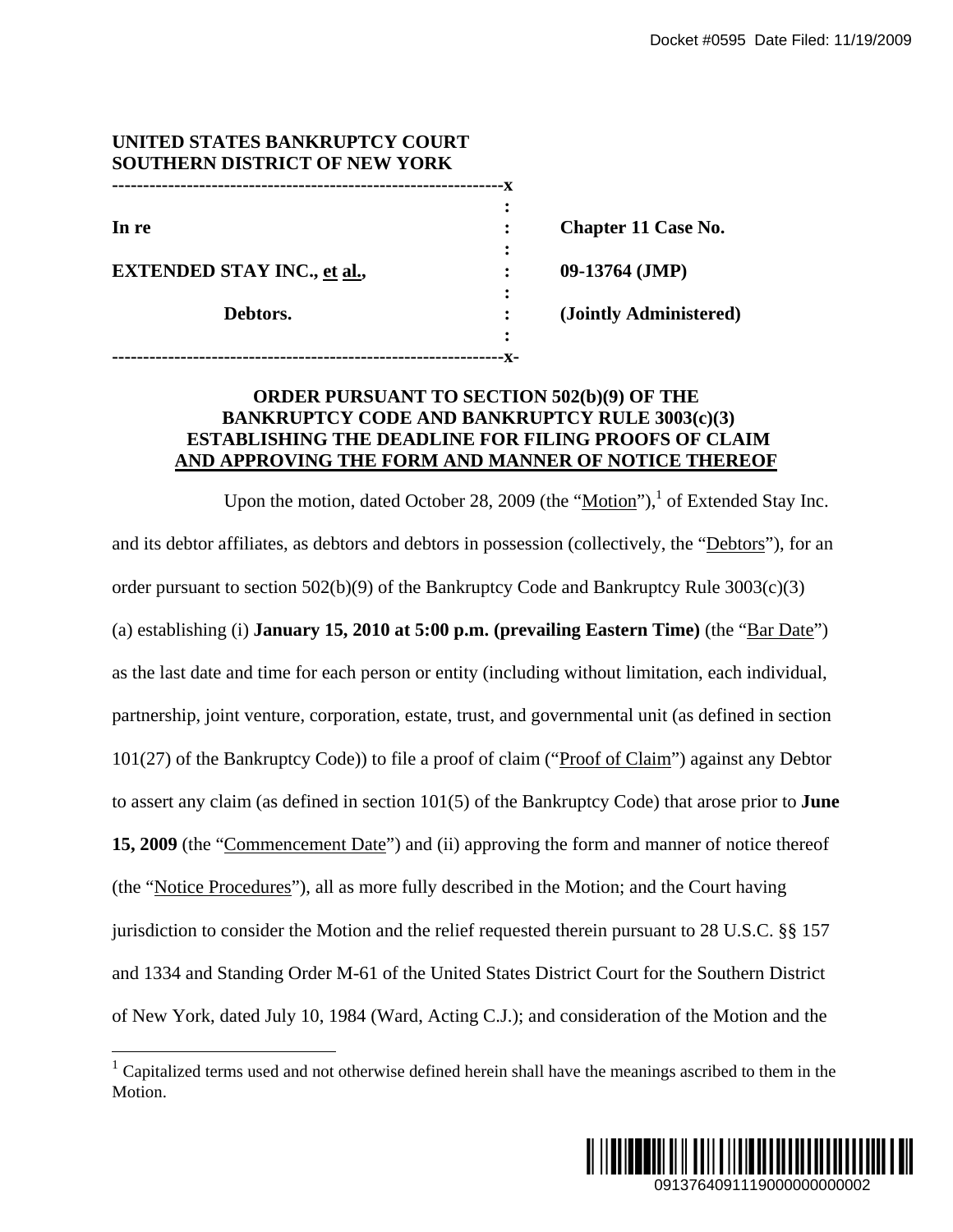**UNITED STATES BANKRUPTCY COURT**
**SOUTHERN DISTRICT OF NEW YORK**

| | | |
|---|---|---|
| **In re** | : | **Chapter 11 Case No.** |
| **EXTENDED STAY INC., et al.,** | : | **09-13764 (JMP)** |
| **Debtors.** | : | **(Jointly Administered)** |

**ORDER PURSUANT TO SECTION 502(b)(9) OF THE BANKRUPTCY CODE AND BANKRUPTCY RULE 3003(c)(3) ESTABLISHING THE DEADLINE FOR FILING PROOFS OF CLAIM AND APPROVING THE FORM AND MANNER OF NOTICE THEREOF**

Upon the motion, dated October 28, 2009 (the "Motion"),[1] of Extended Stay Inc. and its debtor affiliates, as debtors and debtors in possession (collectively, the "Debtors"), for an order pursuant to section 502(b)(9) of the Bankruptcy Code and Bankruptcy Rule 3003(c)(3) (a) establishing (i) **January 15, 2010 at 5:00 p.m. (prevailing Eastern Time)** (the "Bar Date") as the last date and time for each person or entity (including without limitation, each individual, partnership, joint venture, corporation, estate, trust, and governmental unit (as defined in section 101(27) of the Bankruptcy Code)) to file a proof of claim ("Proof of Claim") against any Debtor to assert any claim (as defined in section 101(5) of the Bankruptcy Code) that arose prior to **June 15, 2009** (the "Commencement Date") and (ii) approving the form and manner of notice thereof (the "Notice Procedures"), all as more fully described in the Motion; and the Court having jurisdiction to consider the Motion and the relief requested therein pursuant to 28 U.S.C. §§ 157 and 1334 and Standing Order M-61 of the United States District Court for the Southern District of New York, dated July 10, 1984 (Ward, Acting C.J.); and consideration of the Motion and the

[1] Capitalized terms used and not otherwise defined herein shall have the meanings ascribed to them in the Motion.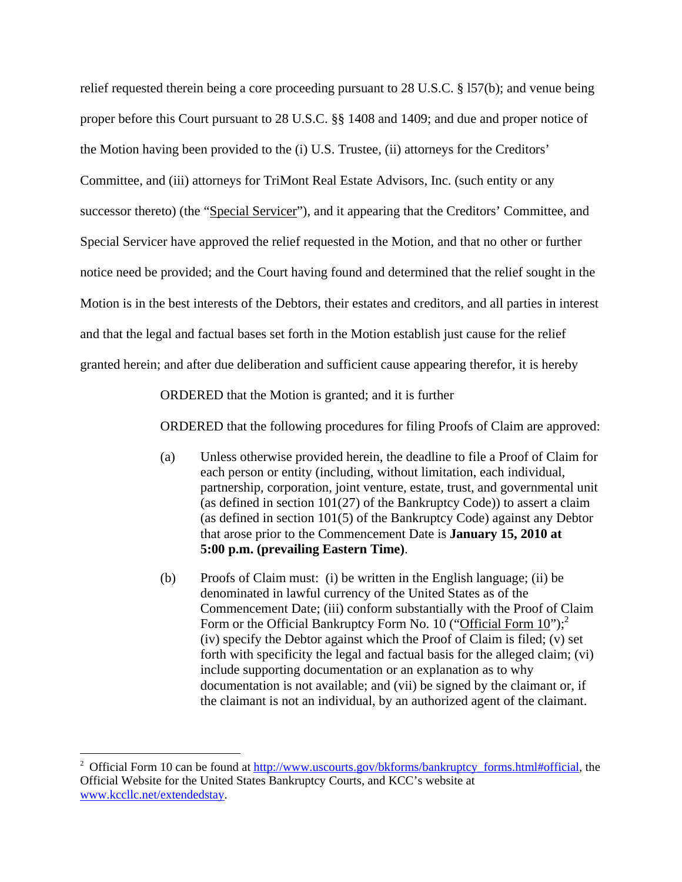relief requested therein being a core proceeding pursuant to 28 U.S.C. § l57(b); and venue being proper before this Court pursuant to 28 U.S.C. §§ 1408 and 1409; and due and proper notice of the Motion having been provided to the (i) U.S. Trustee, (ii) attorneys for the Creditors' Committee, and (iii) attorneys for TriMont Real Estate Advisors, Inc. (such entity or any successor thereto) (the "Special Servicer"), and it appearing that the Creditors' Committee, and Special Servicer have approved the relief requested in the Motion, and that no other or further notice need be provided; and the Court having found and determined that the relief sought in the Motion is in the best interests of the Debtors, their estates and creditors, and all parties in interest and that the legal and factual bases set forth in the Motion establish just cause for the relief granted herein; and after due deliberation and sufficient cause appearing therefor, it is hereby

ORDERED that the Motion is granted; and it is further

ORDERED that the following procedures for filing Proofs of Claim are approved:

(a) Unless otherwise provided herein, the deadline to file a Proof of Claim for each person or entity (including, without limitation, each individual, partnership, corporation, joint venture, estate, trust, and governmental unit (as defined in section 101(27) of the Bankruptcy Code)) to assert a claim (as defined in section 101(5) of the Bankruptcy Code) against any Debtor that arose prior to the Commencement Date is **January 15, 2010 at 5:00 p.m. (prevailing Eastern Time)**.

(b) Proofs of Claim must: (i) be written in the English language; (ii) be denominated in lawful currency of the United States as of the Commencement Date; (iii) conform substantially with the Proof of Claim Form or the Official Bankruptcy Form No. 10 ("Official Form 10");[2] (iv) specify the Debtor against which the Proof of Claim is filed; (v) set forth with specificity the legal and factual basis for the alleged claim; (vi) include supporting documentation or an explanation as to why documentation is not available; and (vii) be signed by the claimant or, if the claimant is not an individual, by an authorized agent of the claimant.

---

[2] Official Form 10 can be found at http://www.uscourts.gov/bkforms/bankruptcy_forms.html#official, the Official Website for the United States Bankruptcy Courts, and KCC's website at www.kccllc.net/extendedstay.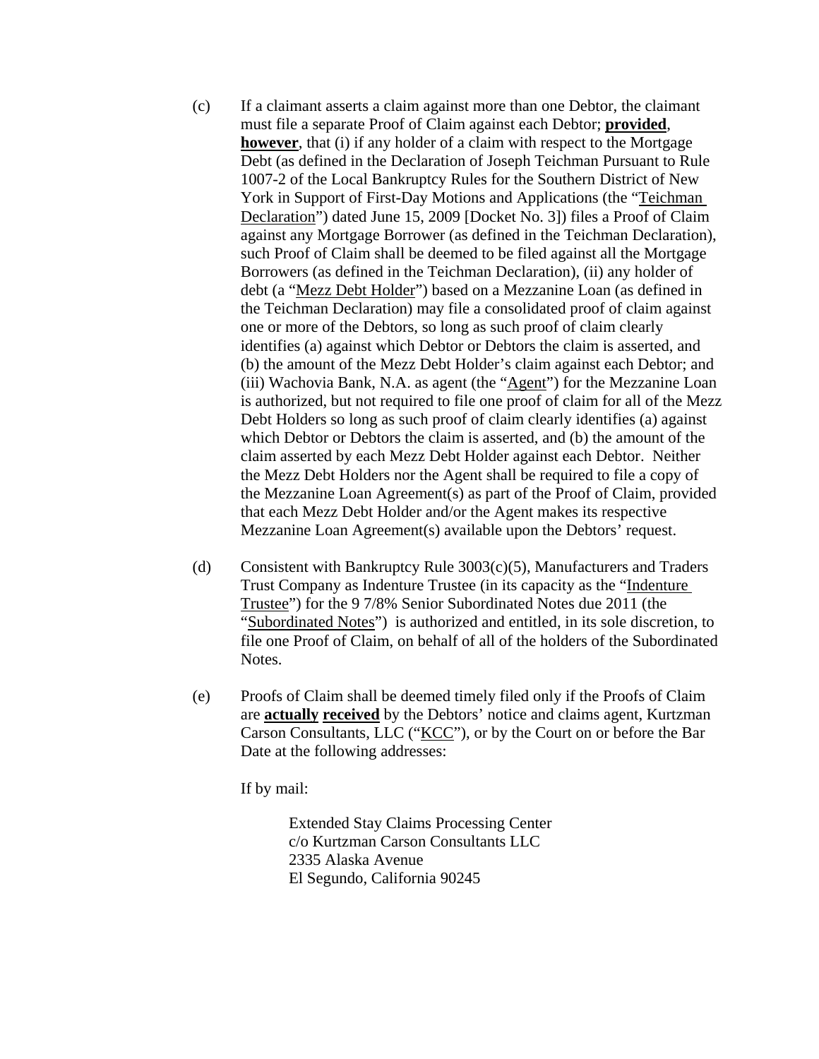(c) If a claimant asserts a claim against more than one Debtor, the claimant must file a separate Proof of Claim against each Debtor; **provided**, **however**, that (i) if any holder of a claim with respect to the Mortgage Debt (as defined in the Declaration of Joseph Teichman Pursuant to Rule 1007-2 of the Local Bankruptcy Rules for the Southern District of New York in Support of First-Day Motions and Applications (the "Teichman Declaration") dated June 15, 2009 [Docket No. 3]) files a Proof of Claim against any Mortgage Borrower (as defined in the Teichman Declaration), such Proof of Claim shall be deemed to be filed against all the Mortgage Borrowers (as defined in the Teichman Declaration), (ii) any holder of debt (a "Mezz Debt Holder") based on a Mezzanine Loan (as defined in the Teichman Declaration) may file a consolidated proof of claim against one or more of the Debtors, so long as such proof of claim clearly identifies (a) against which Debtor or Debtors the claim is asserted, and (b) the amount of the Mezz Debt Holder's claim against each Debtor; and (iii) Wachovia Bank, N.A. as agent (the "Agent") for the Mezzanine Loan is authorized, but not required to file one proof of claim for all of the Mezz Debt Holders so long as such proof of claim clearly identifies (a) against which Debtor or Debtors the claim is asserted, and (b) the amount of the claim asserted by each Mezz Debt Holder against each Debtor. Neither the Mezz Debt Holders nor the Agent shall be required to file a copy of the Mezzanine Loan Agreement(s) as part of the Proof of Claim, provided that each Mezz Debt Holder and/or the Agent makes its respective Mezzanine Loan Agreement(s) available upon the Debtors' request.

(d) Consistent with Bankruptcy Rule 3003(c)(5), Manufacturers and Traders Trust Company as Indenture Trustee (in its capacity as the "Indenture Trustee") for the 9 7/8% Senior Subordinated Notes due 2011 (the "Subordinated Notes") is authorized and entitled, in its sole discretion, to file one Proof of Claim, on behalf of all of the holders of the Subordinated Notes.

(e) Proofs of Claim shall be deemed timely filed only if the Proofs of Claim are **actually received** by the Debtors' notice and claims agent, Kurtzman Carson Consultants, LLC ("KCC"), or by the Court on or before the Bar Date at the following addresses:

If by mail:

Extended Stay Claims Processing Center
c/o Kurtzman Carson Consultants LLC
2335 Alaska Avenue
El Segundo, California 90245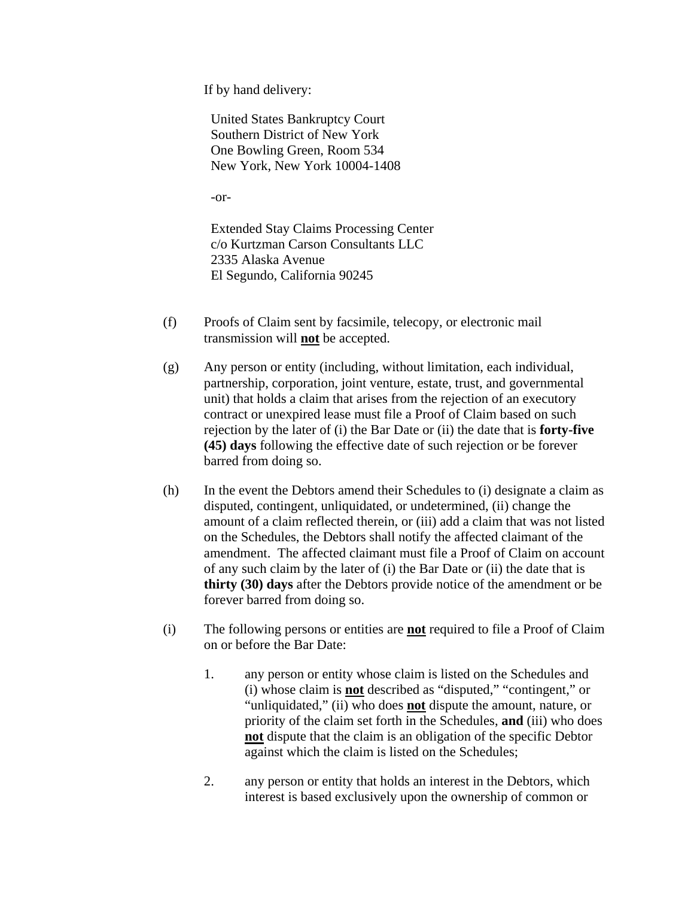If by hand delivery:

United States Bankruptcy Court
Southern District of New York
One Bowling Green, Room 534
New York, New York 10004-1408

-or-

Extended Stay Claims Processing Center
c/o Kurtzman Carson Consultants LLC
2335 Alaska Avenue
El Segundo, California 90245

(f) Proofs of Claim sent by facsimile, telecopy, or electronic mail transmission will **not** be accepted.

(g) Any person or entity (including, without limitation, each individual, partnership, corporation, joint venture, estate, trust, and governmental unit) that holds a claim that arises from the rejection of an executory contract or unexpired lease must file a Proof of Claim based on such rejection by the later of (i) the Bar Date or (ii) the date that is **forty-five (45) days** following the effective date of such rejection or be forever barred from doing so.

(h) In the event the Debtors amend their Schedules to (i) designate a claim as disputed, contingent, unliquidated, or undetermined, (ii) change the amount of a claim reflected therein, or (iii) add a claim that was not listed on the Schedules, the Debtors shall notify the affected claimant of the amendment. The affected claimant must file a Proof of Claim on account of any such claim by the later of (i) the Bar Date or (ii) the date that is **thirty (30) days** after the Debtors provide notice of the amendment or be forever barred from doing so.

(i) The following persons or entities are **not** required to file a Proof of Claim on or before the Bar Date:

1. any person or entity whose claim is listed on the Schedules and (i) whose claim is **not** described as "disputed," "contingent," or "unliquidated," (ii) who does **not** dispute the amount, nature, or priority of the claim set forth in the Schedules, **and** (iii) who does **not** dispute that the claim is an obligation of the specific Debtor against which the claim is listed on the Schedules;

2. any person or entity that holds an interest in the Debtors, which interest is based exclusively upon the ownership of common or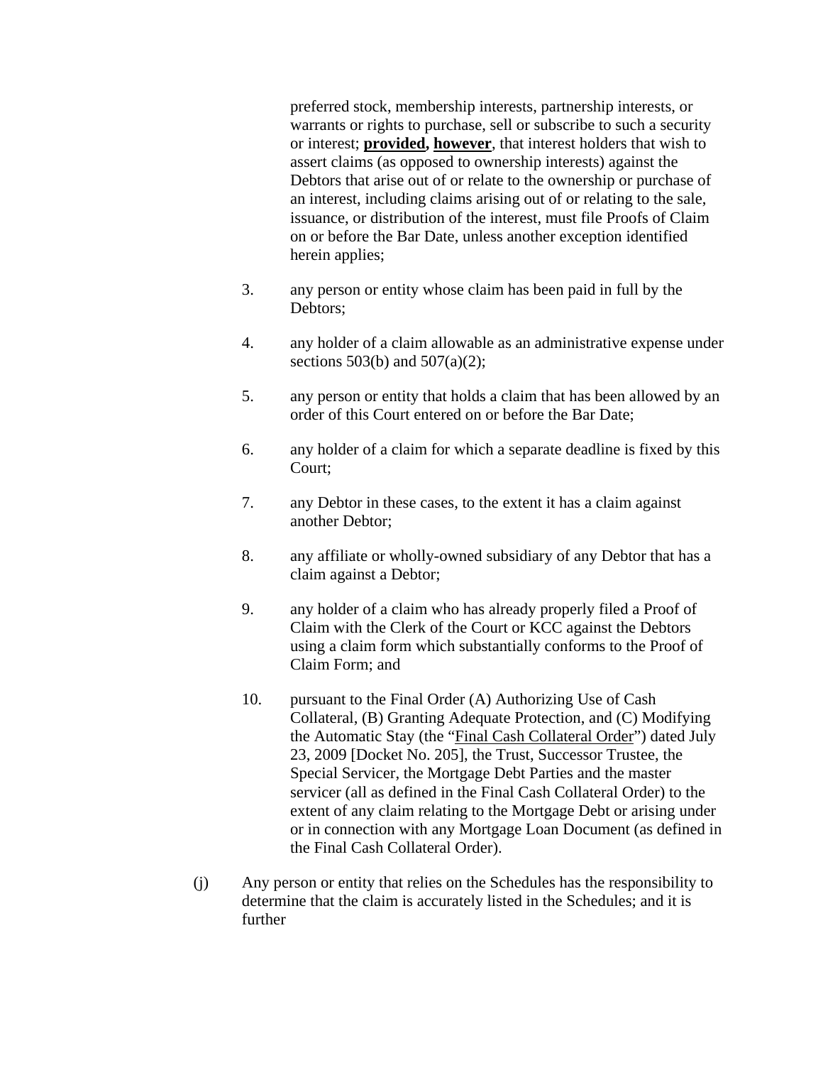preferred stock, membership interests, partnership interests, or warrants or rights to purchase, sell or subscribe to such a security or interest; **provided, however**, that interest holders that wish to assert claims (as opposed to ownership interests) against the Debtors that arise out of or relate to the ownership or purchase of an interest, including claims arising out of or relating to the sale, issuance, or distribution of the interest, must file Proofs of Claim on or before the Bar Date, unless another exception identified herein applies;

3. any person or entity whose claim has been paid in full by the Debtors;

4. any holder of a claim allowable as an administrative expense under sections 503(b) and 507(a)(2);

5. any person or entity that holds a claim that has been allowed by an order of this Court entered on or before the Bar Date;

6. any holder of a claim for which a separate deadline is fixed by this Court;

7. any Debtor in these cases, to the extent it has a claim against another Debtor;

8. any affiliate or wholly-owned subsidiary of any Debtor that has a claim against a Debtor;

9. any holder of a claim who has already properly filed a Proof of Claim with the Clerk of the Court or KCC against the Debtors using a claim form which substantially conforms to the Proof of Claim Form; and

10. pursuant to the Final Order (A) Authorizing Use of Cash Collateral, (B) Granting Adequate Protection, and (C) Modifying the Automatic Stay (the "Final Cash Collateral Order") dated July 23, 2009 [Docket No. 205], the Trust, Successor Trustee, the Special Servicer, the Mortgage Debt Parties and the master servicer (all as defined in the Final Cash Collateral Order) to the extent of any claim relating to the Mortgage Debt or arising under or in connection with any Mortgage Loan Document (as defined in the Final Cash Collateral Order).

(j) Any person or entity that relies on the Schedules has the responsibility to determine that the claim is accurately listed in the Schedules; and it is further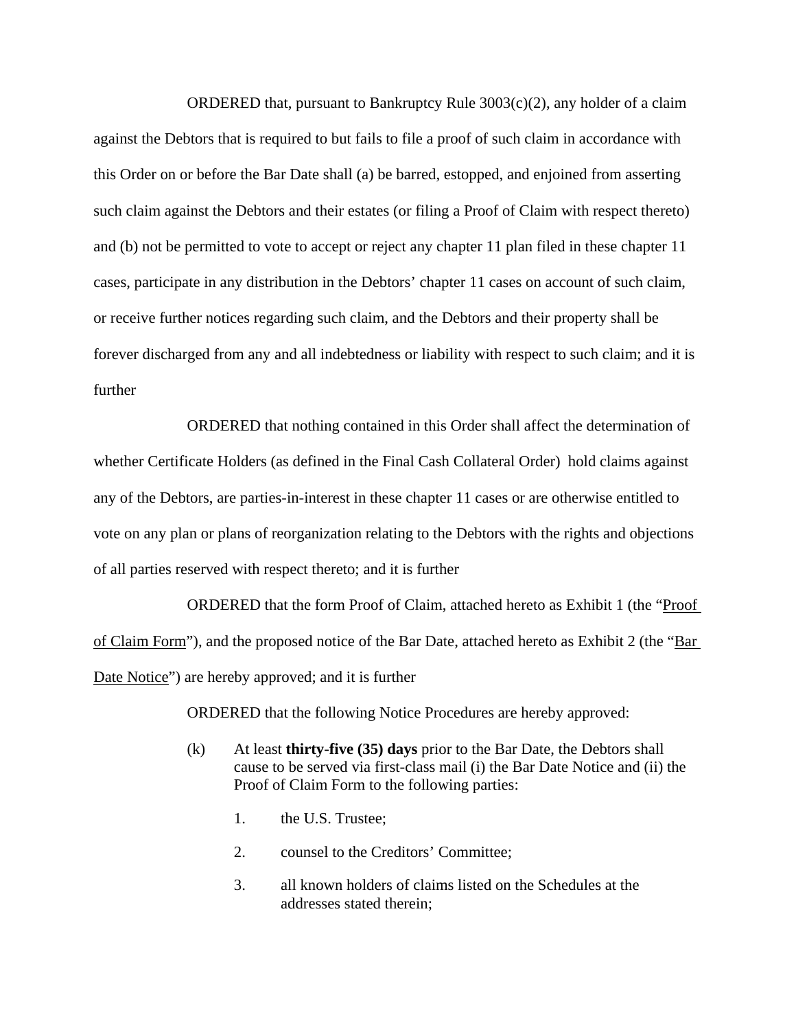ORDERED that, pursuant to Bankruptcy Rule 3003(c)(2), any holder of a claim against the Debtors that is required to but fails to file a proof of such claim in accordance with this Order on or before the Bar Date shall (a) be barred, estopped, and enjoined from asserting such claim against the Debtors and their estates (or filing a Proof of Claim with respect thereto) and (b) not be permitted to vote to accept or reject any chapter 11 plan filed in these chapter 11 cases, participate in any distribution in the Debtors' chapter 11 cases on account of such claim, or receive further notices regarding such claim, and the Debtors and their property shall be forever discharged from any and all indebtedness or liability with respect to such claim; and it is further

ORDERED that nothing contained in this Order shall affect the determination of whether Certificate Holders (as defined in the Final Cash Collateral Order) hold claims against any of the Debtors, are parties-in-interest in these chapter 11 cases or are otherwise entitled to vote on any plan or plans of reorganization relating to the Debtors with the rights and objections of all parties reserved with respect thereto; and it is further

ORDERED that the form Proof of Claim, attached hereto as Exhibit 1 (the "Proof of Claim Form"), and the proposed notice of the Bar Date, attached hereto as Exhibit 2 (the "Bar Date Notice") are hereby approved; and it is further

ORDERED that the following Notice Procedures are hereby approved:

(k) At least **thirty-five (35) days** prior to the Bar Date, the Debtors shall cause to be served via first-class mail (i) the Bar Date Notice and (ii) the Proof of Claim Form to the following parties:

1. the U.S. Trustee;
2. counsel to the Creditors' Committee;
3. all known holders of claims listed on the Schedules at the addresses stated therein;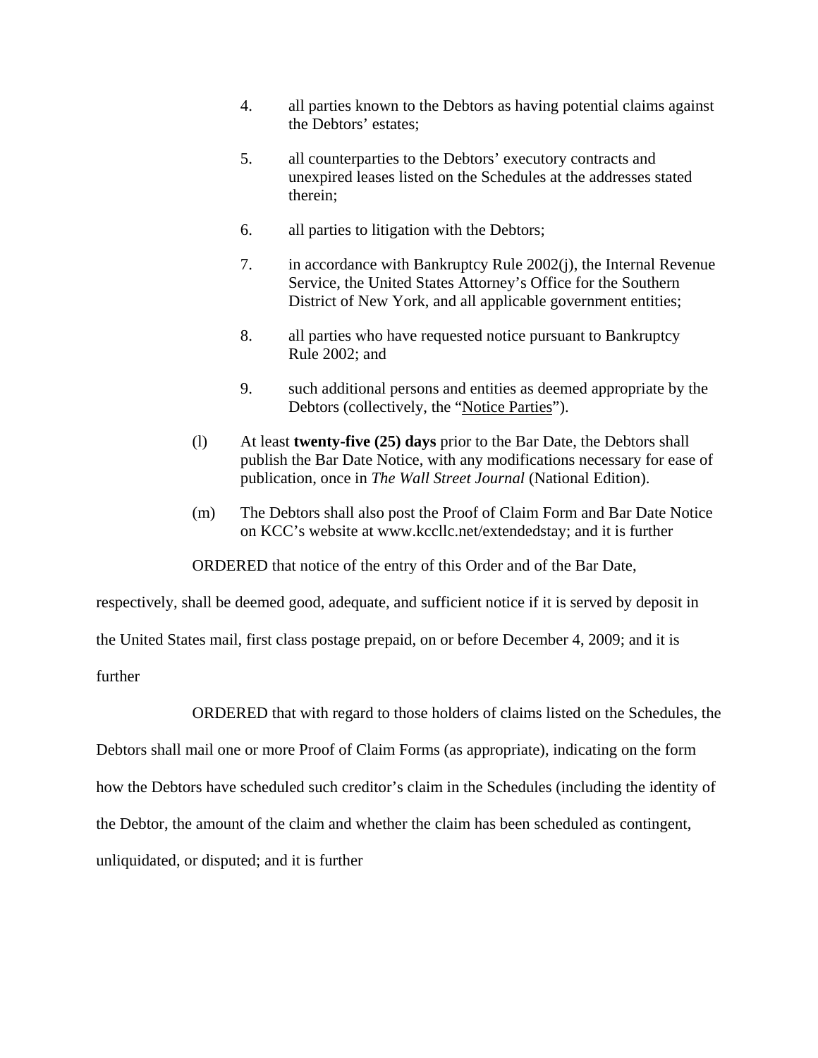4. all parties known to the Debtors as having potential claims against the Debtors' estates;

5. all counterparties to the Debtors' executory contracts and unexpired leases listed on the Schedules at the addresses stated therein;

6. all parties to litigation with the Debtors;

7. in accordance with Bankruptcy Rule 2002(j), the Internal Revenue Service, the United States Attorney's Office for the Southern District of New York, and all applicable government entities;

8. all parties who have requested notice pursuant to Bankruptcy Rule 2002; and

9. such additional persons and entities as deemed appropriate by the Debtors (collectively, the "Notice Parties").

(l) At least **twenty-five (25) days** prior to the Bar Date, the Debtors shall publish the Bar Date Notice, with any modifications necessary for ease of publication, once in *The Wall Street Journal* (National Edition).

(m) The Debtors shall also post the Proof of Claim Form and Bar Date Notice on KCC's website at www.kccllc.net/extendedstay; and it is further

ORDERED that notice of the entry of this Order and of the Bar Date, respectively, shall be deemed good, adequate, and sufficient notice if it is served by deposit in the United States mail, first class postage prepaid, on or before December 4, 2009; and it is further

ORDERED that with regard to those holders of claims listed on the Schedules, the Debtors shall mail one or more Proof of Claim Forms (as appropriate), indicating on the form how the Debtors have scheduled such creditor's claim in the Schedules (including the identity of the Debtor, the amount of the claim and whether the claim has been scheduled as contingent, unliquidated, or disputed; and it is further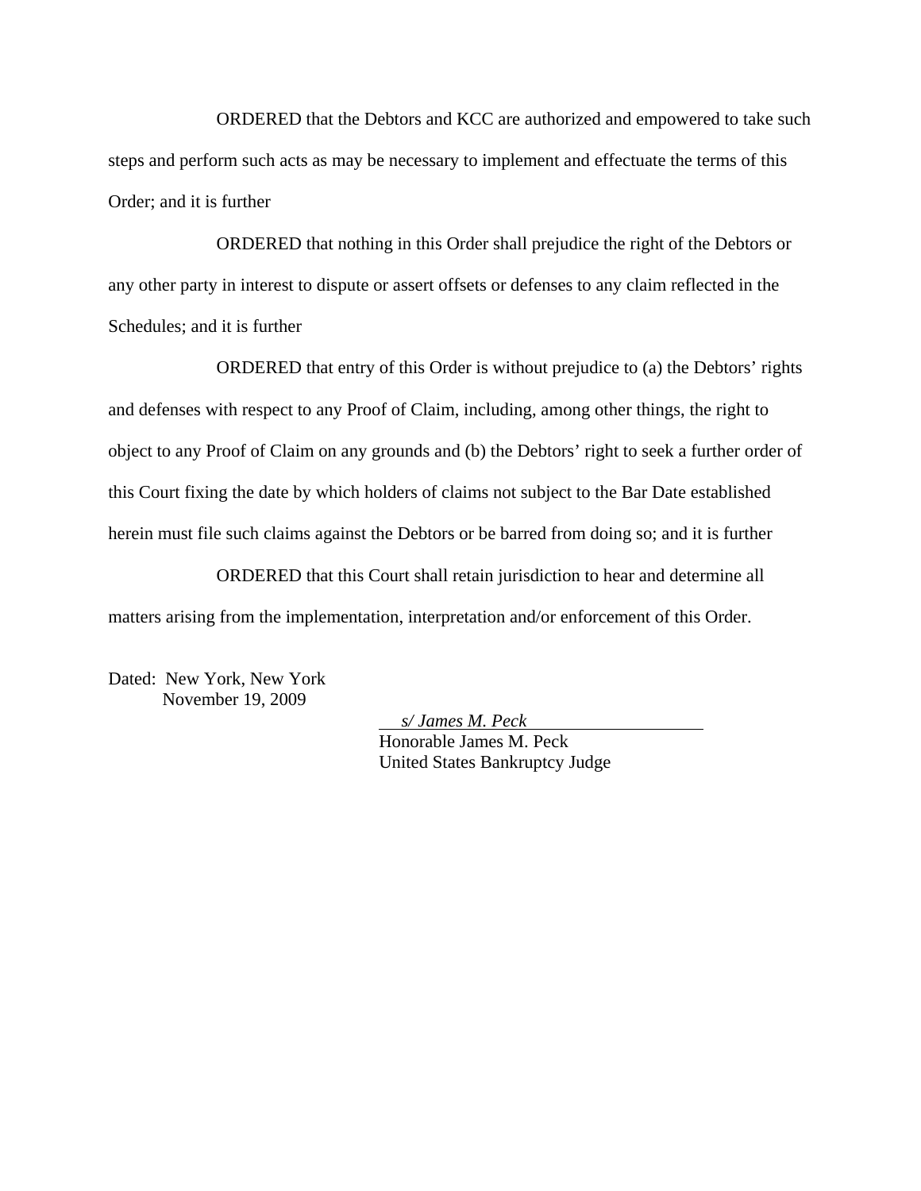ORDERED that the Debtors and KCC are authorized and empowered to take such steps and perform such acts as may be necessary to implement and effectuate the terms of this Order; and it is further

ORDERED that nothing in this Order shall prejudice the right of the Debtors or any other party in interest to dispute or assert offsets or defenses to any claim reflected in the Schedules; and it is further

ORDERED that entry of this Order is without prejudice to (a) the Debtors' rights and defenses with respect to any Proof of Claim, including, among other things, the right to object to any Proof of Claim on any grounds and (b) the Debtors' right to seek a further order of this Court fixing the date by which holders of claims not subject to the Bar Date established herein must file such claims against the Debtors or be barred from doing so; and it is further

ORDERED that this Court shall retain jurisdiction to hear and determine all matters arising from the implementation, interpretation and/or enforcement of this Order.

Dated: New York, New York
November 19, 2009

*s/ James M. Peck*
Honorable James M. Peck
United States Bankruptcy Judge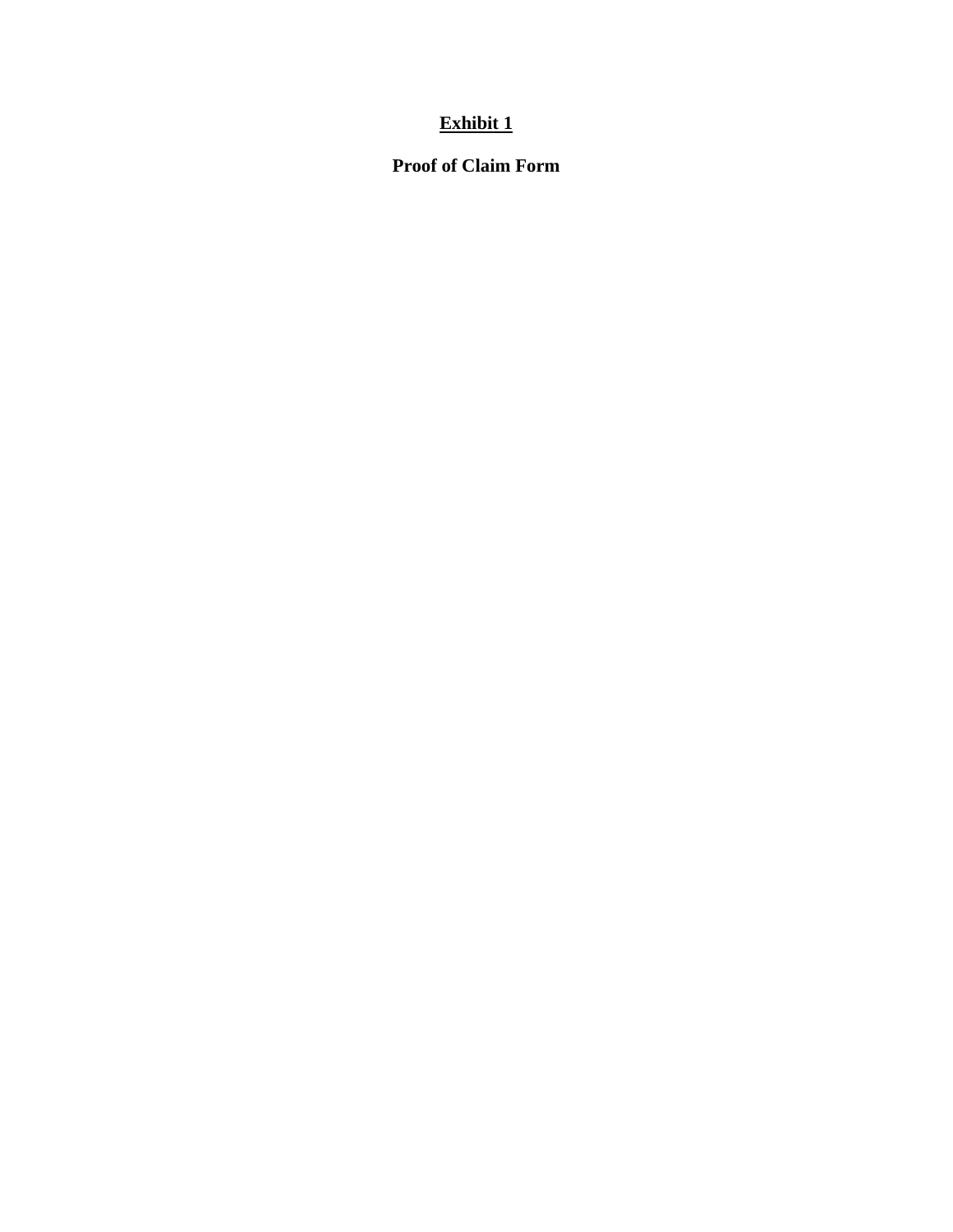**<u>Exhibit 1</u>**

**Proof of Claim Form**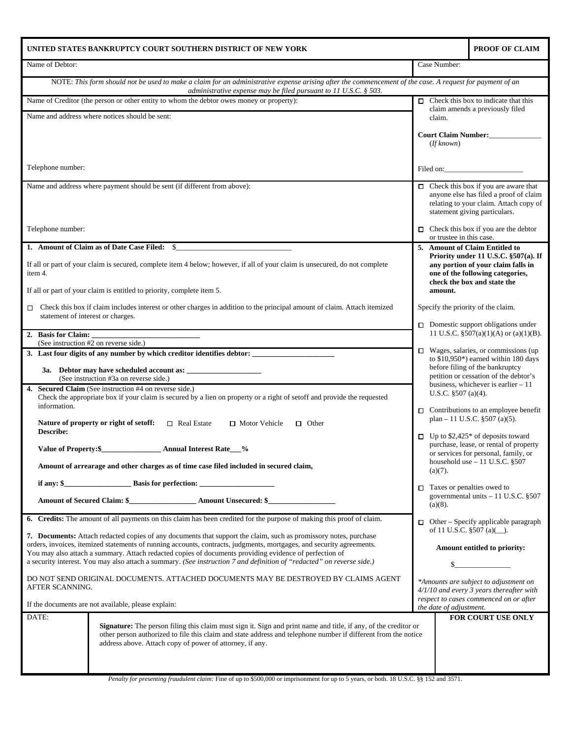# UNITED STATES BANKRUPTCY COURT SOUTHERN DISTRICT OF NEW YORK

## PROOF OF CLAIM

Name of Debtor:

Case Number:

NOTE: *This form should not be used to make a claim for an administrative expense arising after the commencement of the case. A request for payment of an administrative expense may be filed pursuant to 11 U.S.C. § 503.*

Name of Creditor (the person or other entity to whom the debtor owes money or property):

Name and address where notices should be sent:

Telephone number:

☐ Check this box to indicate that this claim amends a previously filed claim.

**Court Claim Number:**______________
(*If known*)

Filed on:_____________________

Name and address where payment should be sent (if different from above):

Telephone number:

☐ Check this box if you are aware that anyone else has filed a proof of claim relating to your claim. Attach copy of statement giving particulars.

☐ Check this box if you are the debtor or trustee in this case.

**1. Amount of Claim as of Date Case Filed:** $______________________________

If all or part of your claim is secured, complete item 4 below; however, if all of your claim is unsecured, do not complete item 4.

If all or part of your claim is entitled to priority, complete item 5.

☐ Check this box if claim includes interest or other charges in addition to the principal amount of claim. Attach itemized statement of interest or charges.

**2. Basis for Claim:** ____________________________
(See instruction #2 on reverse side.)

**3. Last four digits of any number by which creditor identifies debtor:** ______________________

**3a. Debtor may have scheduled account as:** ____________________
(See instruction #3a on reverse side.)

**4. Secured Claim** (See instruction #4 on reverse side.)
Check the appropriate box if your claim is secured by a lien on property or a right of setoff and provide the requested information.

**Nature of property or right of setoff:** ☐ Real Estate ☐ Motor Vehicle ☐ Other
**Describe:**

**Value of Property:$**________________ **Annual Interest Rate___%**

**Amount of arrearage and other charges as of time case filed included in secured claim,**

**if any: $**__________________ **Basis for perfection:** ____________________

**Amount of Secured Claim: $**__________________ **Amount Unsecured: $**__________________

**5. Amount of Claim Entitled to Priority under 11 U.S.C. §507(a). If any portion of your claim falls in one of the following categories, check the box and state the amount.**

Specify the priority of the claim.

☐ Domestic support obligations under 11 U.S.C. §507(a)(1)(A) or (a)(1)(B).

☐ Wages, salaries, or commissions (up to $10,950*) earned within 180 days before filing of the bankruptcy petition or cessation of the debtor's business, whichever is earlier – 11 U.S.C. §507 (a)(4).

☐ Contributions to an employee benefit plan – 11 U.S.C. §507 (a)(5).

☐ Up to $2,425* of deposits toward purchase, lease, or rental of property or services for personal, family, or household use – 11 U.S.C. §507 (a)(7).

☐ Taxes or penalties owed to governmental units – 11 U.S.C. §507 (a)(8).

☐ Other – Specify applicable paragraph of 11 U.S.C. §507 (a)(__).

**Amount entitled to priority:**

$_______________

*\*Amounts are subject to adjustment on 4/1/10 and every 3 years thereafter with respect to cases commenced on or after the date of adjustment.*

**6. Credits:** The amount of all payments on this claim has been credited for the purpose of making this proof of claim.

**7. Documents:** Attach redacted copies of any documents that support the claim, such as promissory notes, purchase orders, invoices, itemized statements of running accounts, contracts, judgments, mortgages, and security agreements. You may also attach a summary. Attach redacted copies of documents providing evidence of perfection of a security interest. You may also attach a summary. *(See instruction 7 and definition of "redacted" on reverse side.)*

DO NOT SEND ORIGINAL DOCUMENTS. ATTACHED DOCUMENTS MAY BE DESTROYED BY CLAIMS AGENT AFTER SCANNING.

If the documents are not available, please explain:

| DATE: | **Signature:** The person filing this claim must sign it. Sign and print name and title, if any, of the creditor or other person authorized to file this claim and state address and telephone number if different from the notice address above. Attach copy of power of attorney, if any. | **FOR COURT USE ONLY** |
|---|---|---|

*Penalty for presenting fraudulent claim:* Fine of up to $500,000 or imprisonment for up to 5 years, or both. 18 U.S.C. §§ 152 and 3571.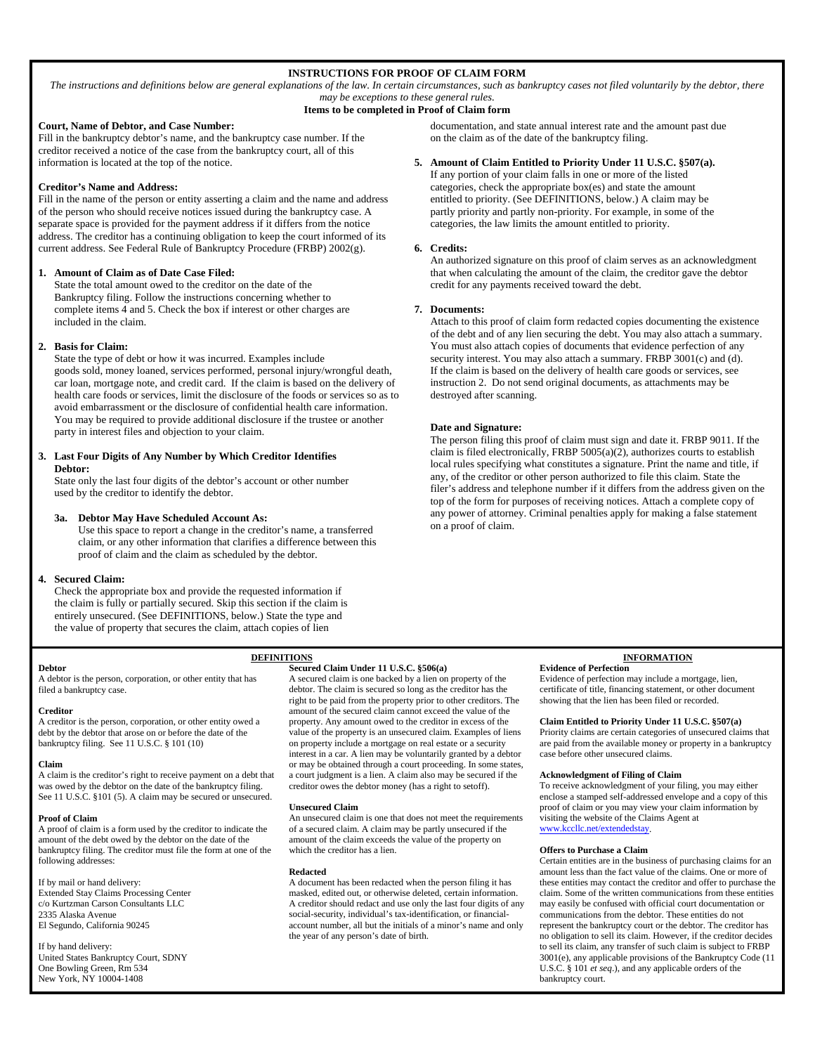# INSTRUCTIONS FOR PROOF OF CLAIM FORM

*The instructions and definitions below are general explanations of the law. In certain circumstances, such as bankruptcy cases not filed voluntarily by the debtor, there may be exceptions to these general rules.*

**Items to be completed in Proof of Claim form**

**Court, Name of Debtor, and Case Number:**
Fill in the bankruptcy debtor's name, and the bankruptcy case number. If the creditor received a notice of the case from the bankruptcy court, all of this information is located at the top of the notice.

**Creditor's Name and Address:**
Fill in the name of the person or entity asserting a claim and the name and address of the person who should receive notices issued during the bankruptcy case. A separate space is provided for the payment address if it differs from the notice address. The creditor has a continuing obligation to keep the court informed of its current address. See Federal Rule of Bankruptcy Procedure (FRBP) 2002(g).

**1. Amount of Claim as of Date Case Filed:**
State the total amount owed to the creditor on the date of the Bankruptcy filing. Follow the instructions concerning whether to complete items 4 and 5. Check the box if interest or other charges are included in the claim.

**2. Basis for Claim:**
State the type of debt or how it was incurred. Examples include goods sold, money loaned, services performed, personal injury/wrongful death, car loan, mortgage note, and credit card. If the claim is based on the delivery of health care foods or services, limit the disclosure of the foods or services so as to avoid embarrassment or the disclosure of confidential health care information. You may be required to provide additional disclosure if the trustee or another party in interest files and objection to your claim.

**3. Last Four Digits of Any Number by Which Creditor Identifies Debtor:**
State only the last four digits of the debtor's account or other number used by the creditor to identify the debtor.

**3a. Debtor May Have Scheduled Account As:**
Use this space to report a change in the creditor's name, a transferred claim, or any other information that clarifies a difference between this proof of claim and the claim as scheduled by the debtor.

**4. Secured Claim:**
Check the appropriate box and provide the requested information if the claim is fully or partially secured. Skip this section if the claim is entirely unsecured. (See DEFINITIONS, below.) State the type and the value of property that secures the claim, attach copies of lien documentation, and state annual interest rate and the amount past due on the claim as of the date of the bankruptcy filing.

**5. Amount of Claim Entitled to Priority Under 11 U.S.C. §507(a).**
If any portion of your claim falls in one or more of the listed categories, check the appropriate box(es) and state the amount entitled to priority. (See DEFINITIONS, below.) A claim may be partly priority and partly non-priority. For example, in some of the categories, the law limits the amount entitled to priority.

**6. Credits:**
An authorized signature on this proof of claim serves as an acknowledgment that when calculating the amount of the claim, the creditor gave the debtor credit for any payments received toward the debt.

**7. Documents:**
Attach to this proof of claim form redacted copies documenting the existence of the debt and of any lien securing the debt. You may also attach a summary. You must also attach copies of documents that evidence perfection of any security interest. You may also attach a summary. FRBP 3001(c) and (d). If the claim is based on the delivery of health care goods or services, see instruction 2. Do not send original documents, as attachments may be destroyed after scanning.

**Date and Signature:**
The person filing this proof of claim must sign and date it. FRBP 9011. If the claim is filed electronically, FRBP 5005(a)(2), authorizes courts to establish local rules specifying what constitutes a signature. Print the name and title, if any, of the creditor or other person authorized to file this claim. State the filer's address and telephone number if it differs from the address given on the top of the form for purposes of receiving notices. Attach a complete copy of any power of attorney. Criminal penalties apply for making a false statement on a proof of claim.

## DEFINITIONS

**Debtor**
A debtor is the person, corporation, or other entity that has filed a bankruptcy case.

**Creditor**
A creditor is the person, corporation, or other entity owed a debt by the debtor that arose on or before the date of the bankruptcy filing. See 11 U.S.C. § 101 (10)

**Claim**
A claim is the creditor's right to receive payment on a debt that was owed by the debtor on the date of the bankruptcy filing. See 11 U.S.C. §101 (5). A claim may be secured or unsecured.

**Proof of Claim**
A proof of claim is a form used by the creditor to indicate the amount of the debt owed by the debtor on the date of the bankruptcy filing. The creditor must file the form at one of the following addresses:

If by mail or hand delivery:
Extended Stay Claims Processing Center
c/o Kurtzman Carson Consultants LLC
2335 Alaska Avenue
El Segundo, California 90245

If by hand delivery:
United States Bankruptcy Court, SDNY
One Bowling Green, Rm 534
New York, NY 10004-1408

**Secured Claim Under 11 U.S.C. §506(a)**
A secured claim is one backed by a lien on property of the debtor. The claim is secured so long as the creditor has the right to be paid from the property prior to other creditors. The amount of the secured claim cannot exceed the value of the property. Any amount owed to the creditor in excess of the value of the property is an unsecured claim. Examples of liens on property include a mortgage on real estate or a security interest in a car. A lien may be voluntarily granted by a debtor or may be obtained through a court proceeding. In some states, a court judgment is a lien. A claim also may be secured if the creditor owes the debtor money (has a right to setoff).

**Unsecured Claim**
An unsecured claim is one that does not meet the requirements of a secured claim. A claim may be partly unsecured if the amount of the claim exceeds the value of the property on which the creditor has a lien.

**Redacted**
A document has been redacted when the person filing it has masked, edited out, or otherwise deleted, certain information. A creditor should redact and use only the last four digits of any social-security, individual's tax-identification, or financial-account number, all but the initials of a minor's name and only the year of any person's date of birth.

## INFORMATION

**Evidence of Perfection**
Evidence of perfection may include a mortgage, lien, certificate of title, financing statement, or other document showing that the lien has been filed or recorded.

**Claim Entitled to Priority Under 11 U.S.C. §507(a)**
Priority claims are certain categories of unsecured claims that are paid from the available money or property in a bankruptcy case before other unsecured claims.

**Acknowledgment of Filing of Claim**
To receive acknowledgment of your filing, you may either enclose a stamped self-addressed envelope and a copy of this proof of claim or you may view your claim information by visiting the website of the Claims Agent at www.kccllc.net/extendedstay.

**Offers to Purchase a Claim**
Certain entities are in the business of purchasing claims for an amount less than the fact value of the claims. One or more of these entities may contact the creditor and offer to purchase the claim. Some of the written communications from these entities may easily be confused with official court documentation or communications from the debtor. These entities do not represent the bankruptcy court or the debtor. The creditor has no obligation to sell its claim. However, if the creditor decides to sell its claim, any transfer of such claim is subject to FRBP 3001(e), any applicable provisions of the Bankruptcy Code (11 U.S.C. § 101 *et seq*.), and any applicable orders of the bankruptcy court.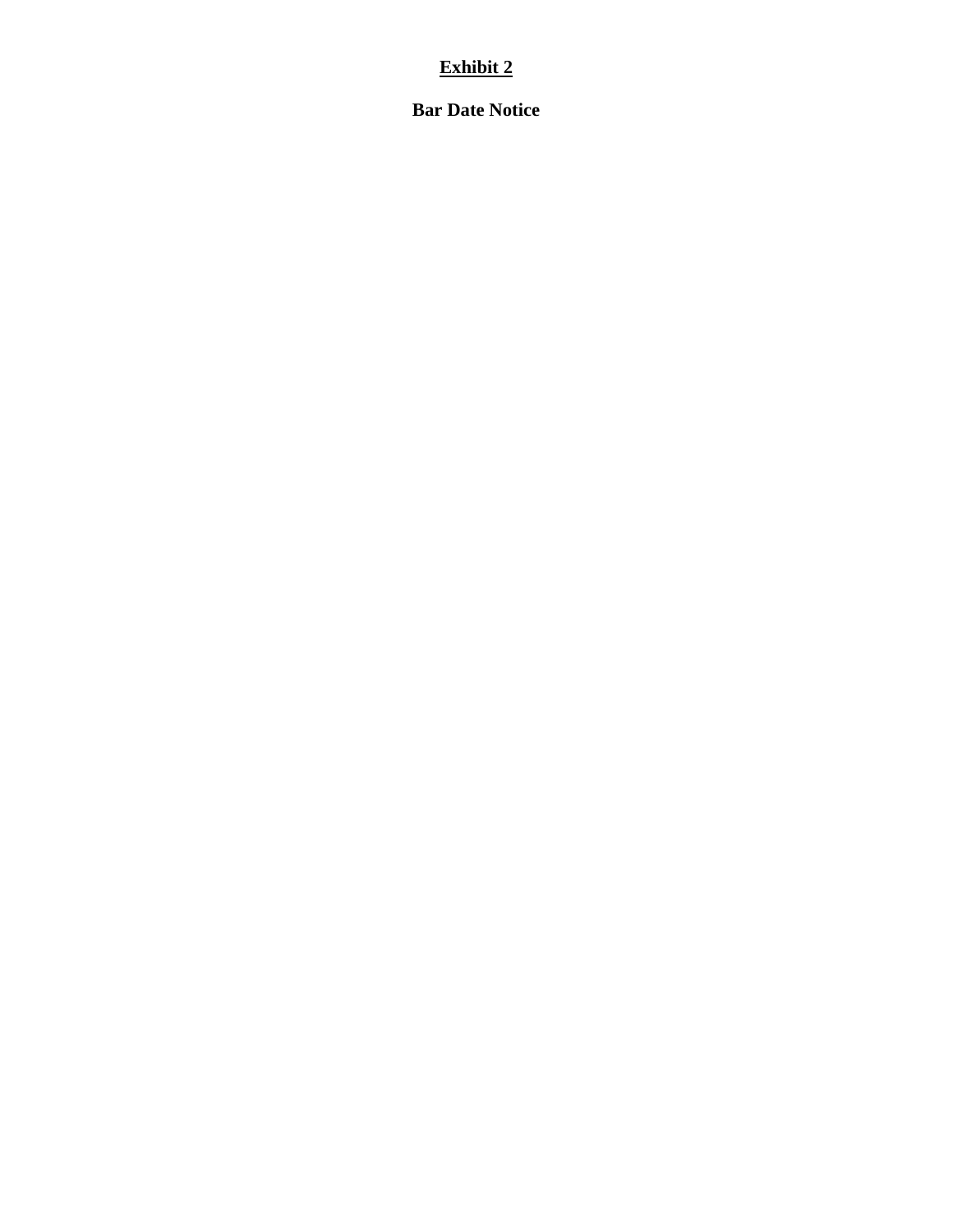**<u>Exhibit 2</u>**

**Bar Date Notice**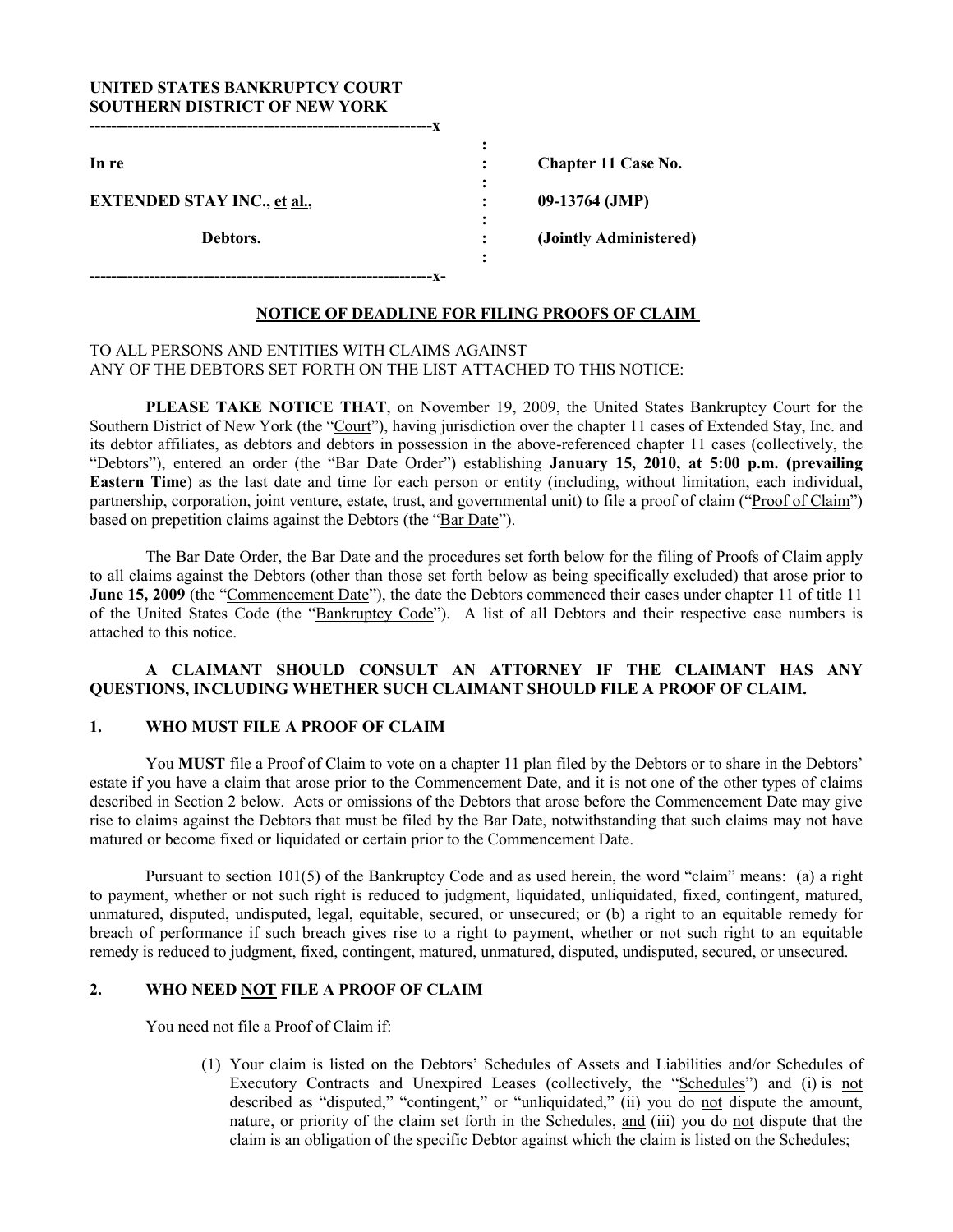**UNITED STATES BANKRUPTCY COURT**
**SOUTHERN DISTRICT OF NEW YORK**

| | | |
|---|---|---|
| **In re** | : | **Chapter 11 Case No.** |
| **EXTENDED STAY INC., et al.,** | : | **09-13764 (JMP)** |
| **Debtors.** | : | **(Jointly Administered)** |

## NOTICE OF DEADLINE FOR FILING PROOFS OF CLAIM

TO ALL PERSONS AND ENTITIES WITH CLAIMS AGAINST ANY OF THE DEBTORS SET FORTH ON THE LIST ATTACHED TO THIS NOTICE:

**PLEASE TAKE NOTICE THAT**, on November 19, 2009, the United States Bankruptcy Court for the Southern District of New York (the "Court"), having jurisdiction over the chapter 11 cases of Extended Stay, Inc. and its debtor affiliates, as debtors and debtors in possession in the above-referenced chapter 11 cases (collectively, the "Debtors"), entered an order (the "Bar Date Order") establishing **January 15, 2010, at 5:00 p.m. (prevailing Eastern Time)** as the last date and time for each person or entity (including, without limitation, each individual, partnership, corporation, joint venture, estate, trust, and governmental unit) to file a proof of claim ("Proof of Claim") based on prepetition claims against the Debtors (the "Bar Date").

The Bar Date Order, the Bar Date and the procedures set forth below for the filing of Proofs of Claim apply to all claims against the Debtors (other than those set forth below as being specifically excluded) that arose prior to **June 15, 2009** (the "Commencement Date"), the date the Debtors commenced their cases under chapter 11 of title 11 of the United States Code (the "Bankruptcy Code"). A list of all Debtors and their respective case numbers is attached to this notice.

**A CLAIMANT SHOULD CONSULT AN ATTORNEY IF THE CLAIMANT HAS ANY QUESTIONS, INCLUDING WHETHER SUCH CLAIMANT SHOULD FILE A PROOF OF CLAIM.**

### 1. WHO MUST FILE A PROOF OF CLAIM

You **MUST** file a Proof of Claim to vote on a chapter 11 plan filed by the Debtors or to share in the Debtors' estate if you have a claim that arose prior to the Commencement Date, and it is not one of the other types of claims described in Section 2 below. Acts or omissions of the Debtors that arose before the Commencement Date may give rise to claims against the Debtors that must be filed by the Bar Date, notwithstanding that such claims may not have matured or become fixed or liquidated or certain prior to the Commencement Date.

Pursuant to section 101(5) of the Bankruptcy Code and as used herein, the word "claim" means: (a) a right to payment, whether or not such right is reduced to judgment, liquidated, unliquidated, fixed, contingent, matured, unmatured, disputed, undisputed, legal, equitable, secured, or unsecured; or (b) a right to an equitable remedy for breach of performance if such breach gives rise to a right to payment, whether or not such right to an equitable remedy is reduced to judgment, fixed, contingent, matured, unmatured, disputed, undisputed, secured, or unsecured.

### 2. WHO NEED NOT FILE A PROOF OF CLAIM

You need not file a Proof of Claim if:

(1) Your claim is listed on the Debtors' Schedules of Assets and Liabilities and/or Schedules of Executory Contracts and Unexpired Leases (collectively, the "Schedules") and (i) is not described as "disputed," "contingent," or "unliquidated," (ii) you do not dispute the amount, nature, or priority of the claim set forth in the Schedules, and (iii) you do not dispute that the claim is an obligation of the specific Debtor against which the claim is listed on the Schedules;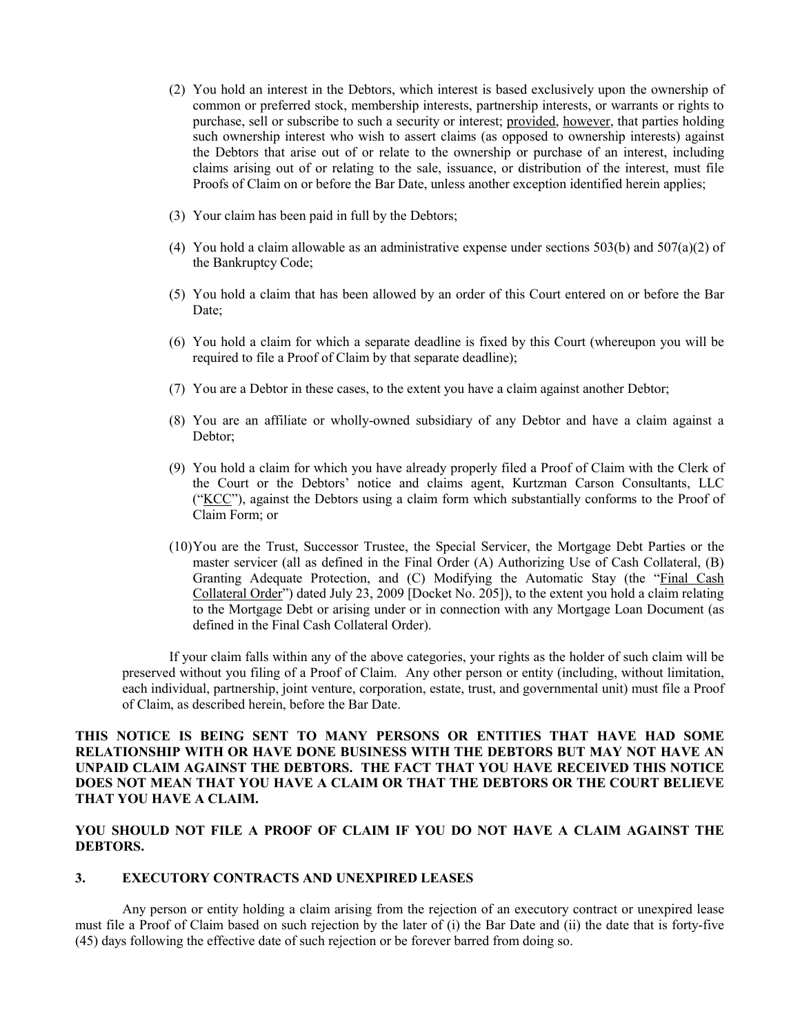(2) You hold an interest in the Debtors, which interest is based exclusively upon the ownership of common or preferred stock, membership interests, partnership interests, or warrants or rights to purchase, sell or subscribe to such a security or interest; provided, however, that parties holding such ownership interest who wish to assert claims (as opposed to ownership interests) against the Debtors that arise out of or relate to the ownership or purchase of an interest, including claims arising out of or relating to the sale, issuance, or distribution of the interest, must file Proofs of Claim on or before the Bar Date, unless another exception identified herein applies;

(3) Your claim has been paid in full by the Debtors;

(4) You hold a claim allowable as an administrative expense under sections 503(b) and 507(a)(2) of the Bankruptcy Code;

(5) You hold a claim that has been allowed by an order of this Court entered on or before the Bar Date;

(6) You hold a claim for which a separate deadline is fixed by this Court (whereupon you will be required to file a Proof of Claim by that separate deadline);

(7) You are a Debtor in these cases, to the extent you have a claim against another Debtor;

(8) You are an affiliate or wholly-owned subsidiary of any Debtor and have a claim against a Debtor;

(9) You hold a claim for which you have already properly filed a Proof of Claim with the Clerk of the Court or the Debtors' notice and claims agent, Kurtzman Carson Consultants, LLC ("KCC"), against the Debtors using a claim form which substantially conforms to the Proof of Claim Form; or

(10) You are the Trust, Successor Trustee, the Special Servicer, the Mortgage Debt Parties or the master servicer (all as defined in the Final Order (A) Authorizing Use of Cash Collateral, (B) Granting Adequate Protection, and (C) Modifying the Automatic Stay (the "Final Cash Collateral Order") dated July 23, 2009 [Docket No. 205]), to the extent you hold a claim relating to the Mortgage Debt or arising under or in connection with any Mortgage Loan Document (as defined in the Final Cash Collateral Order).

If your claim falls within any of the above categories, your rights as the holder of such claim will be preserved without you filing of a Proof of Claim. Any other person or entity (including, without limitation, each individual, partnership, joint venture, corporation, estate, trust, and governmental unit) must file a Proof of Claim, as described herein, before the Bar Date.

**THIS NOTICE IS BEING SENT TO MANY PERSONS OR ENTITIES THAT HAVE HAD SOME RELATIONSHIP WITH OR HAVE DONE BUSINESS WITH THE DEBTORS BUT MAY NOT HAVE AN UNPAID CLAIM AGAINST THE DEBTORS. THE FACT THAT YOU HAVE RECEIVED THIS NOTICE DOES NOT MEAN THAT YOU HAVE A CLAIM OR THAT THE DEBTORS OR THE COURT BELIEVE THAT YOU HAVE A CLAIM.**

**YOU SHOULD NOT FILE A PROOF OF CLAIM IF YOU DO NOT HAVE A CLAIM AGAINST THE DEBTORS.**

## 3. EXECUTORY CONTRACTS AND UNEXPIRED LEASES

Any person or entity holding a claim arising from the rejection of an executory contract or unexpired lease must file a Proof of Claim based on such rejection by the later of (i) the Bar Date and (ii) the date that is forty-five (45) days following the effective date of such rejection or be forever barred from doing so.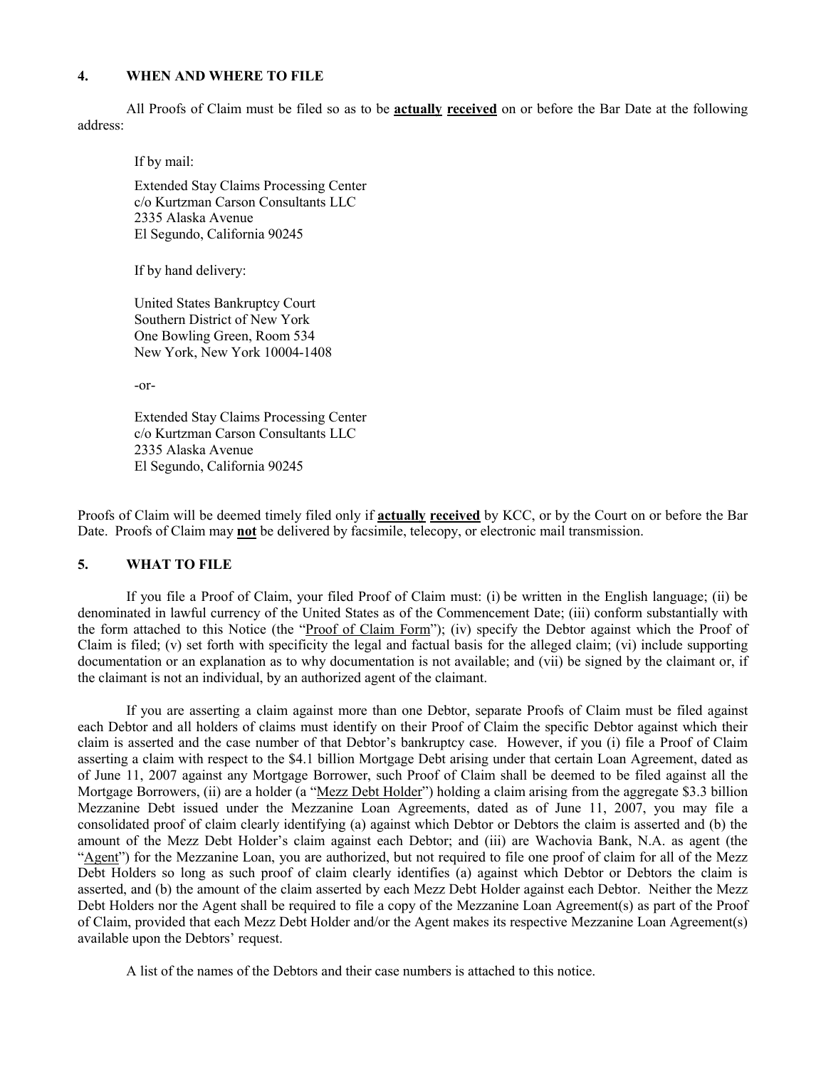## 4. WHEN AND WHERE TO FILE

All Proofs of Claim must be filed so as to be **actually received** on or before the Bar Date at the following address:

If by mail:

Extended Stay Claims Processing Center
c/o Kurtzman Carson Consultants LLC
2335 Alaska Avenue
El Segundo, California 90245

If by hand delivery:

United States Bankruptcy Court
Southern District of New York
One Bowling Green, Room 534
New York, New York 10004-1408

-or-

Extended Stay Claims Processing Center
c/o Kurtzman Carson Consultants LLC
2335 Alaska Avenue
El Segundo, California 90245

Proofs of Claim will be deemed timely filed only if **actually received** by KCC, or by the Court on or before the Bar Date. Proofs of Claim may **not** be delivered by facsimile, telecopy, or electronic mail transmission.

## 5. WHAT TO FILE

If you file a Proof of Claim, your filed Proof of Claim must: (i) be written in the English language; (ii) be denominated in lawful currency of the United States as of the Commencement Date; (iii) conform substantially with the form attached to this Notice (the "Proof of Claim Form"); (iv) specify the Debtor against which the Proof of Claim is filed; (v) set forth with specificity the legal and factual basis for the alleged claim; (vi) include supporting documentation or an explanation as to why documentation is not available; and (vii) be signed by the claimant or, if the claimant is not an individual, by an authorized agent of the claimant.

If you are asserting a claim against more than one Debtor, separate Proofs of Claim must be filed against each Debtor and all holders of claims must identify on their Proof of Claim the specific Debtor against which their claim is asserted and the case number of that Debtor's bankruptcy case. However, if you (i) file a Proof of Claim asserting a claim with respect to the $4.1 billion Mortgage Debt arising under that certain Loan Agreement, dated as of June 11, 2007 against any Mortgage Borrower, such Proof of Claim shall be deemed to be filed against all the Mortgage Borrowers, (ii) are a holder (a "Mezz Debt Holder") holding a claim arising from the aggregate $3.3 billion Mezzanine Debt issued under the Mezzanine Loan Agreements, dated as of June 11, 2007, you may file a consolidated proof of claim clearly identifying (a) against which Debtor or Debtors the claim is asserted and (b) the amount of the Mezz Debt Holder's claim against each Debtor; and (iii) are Wachovia Bank, N.A. as agent (the "Agent") for the Mezzanine Loan, you are authorized, but not required to file one proof of claim for all of the Mezz Debt Holders so long as such proof of claim clearly identifies (a) against which Debtor or Debtors the claim is asserted, and (b) the amount of the claim asserted by each Mezz Debt Holder against each Debtor. Neither the Mezz Debt Holders nor the Agent shall be required to file a copy of the Mezzanine Loan Agreement(s) as part of the Proof of Claim, provided that each Mezz Debt Holder and/or the Agent makes its respective Mezzanine Loan Agreement(s) available upon the Debtors' request.

A list of the names of the Debtors and their case numbers is attached to this notice.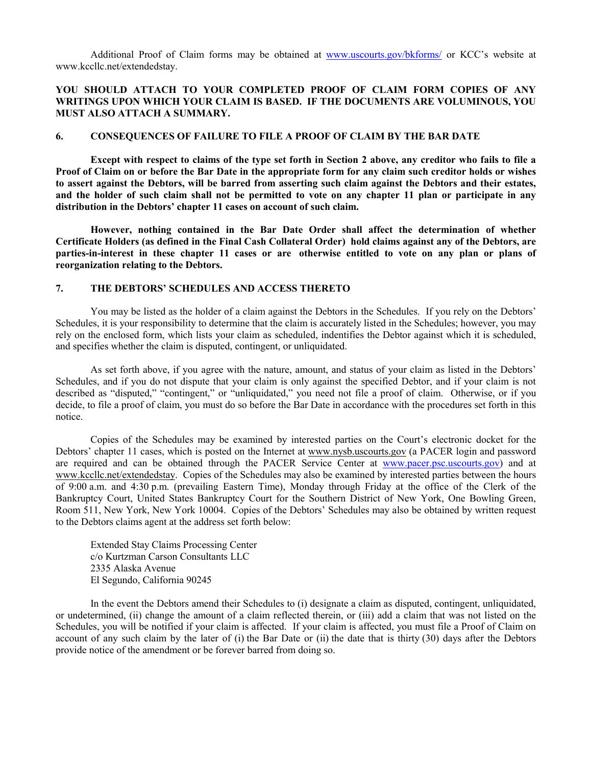Additional Proof of Claim forms may be obtained at www.uscourts.gov/bkforms/ or KCC's website at www.kccllc.net/extendedstay.

**YOU SHOULD ATTACH TO YOUR COMPLETED PROOF OF CLAIM FORM COPIES OF ANY WRITINGS UPON WHICH YOUR CLAIM IS BASED. IF THE DOCUMENTS ARE VOLUMINOUS, YOU MUST ALSO ATTACH A SUMMARY.**

## 6. CONSEQUENCES OF FAILURE TO FILE A PROOF OF CLAIM BY THE BAR DATE

**Except with respect to claims of the type set forth in Section 2 above, any creditor who fails to file a Proof of Claim on or before the Bar Date in the appropriate form for any claim such creditor holds or wishes to assert against the Debtors, will be barred from asserting such claim against the Debtors and their estates, and the holder of such claim shall not be permitted to vote on any chapter 11 plan or participate in any distribution in the Debtors' chapter 11 cases on account of such claim.**

**However, nothing contained in the Bar Date Order shall affect the determination of whether Certificate Holders (as defined in the Final Cash Collateral Order) hold claims against any of the Debtors, are parties-in-interest in these chapter 11 cases or are otherwise entitled to vote on any plan or plans of reorganization relating to the Debtors.**

## 7. THE DEBTORS' SCHEDULES AND ACCESS THERETO

You may be listed as the holder of a claim against the Debtors in the Schedules. If you rely on the Debtors' Schedules, it is your responsibility to determine that the claim is accurately listed in the Schedules; however, you may rely on the enclosed form, which lists your claim as scheduled, indentifies the Debtor against which it is scheduled, and specifies whether the claim is disputed, contingent, or unliquidated.

As set forth above, if you agree with the nature, amount, and status of your claim as listed in the Debtors' Schedules, and if you do not dispute that your claim is only against the specified Debtor, and if your claim is not described as "disputed," "contingent," or "unliquidated," you need not file a proof of claim. Otherwise, or if you decide, to file a proof of claim, you must do so before the Bar Date in accordance with the procedures set forth in this notice.

Copies of the Schedules may be examined by interested parties on the Court's electronic docket for the Debtors' chapter 11 cases, which is posted on the Internet at www.nysb.uscourts.gov (a PACER login and password are required and can be obtained through the PACER Service Center at www.pacer.psc.uscourts.gov) and at www.kccllc.net/extendedstay. Copies of the Schedules may also be examined by interested parties between the hours of 9:00 a.m. and 4:30 p.m. (prevailing Eastern Time), Monday through Friday at the office of the Clerk of the Bankruptcy Court, United States Bankruptcy Court for the Southern District of New York, One Bowling Green, Room 511, New York, New York 10004. Copies of the Debtors' Schedules may also be obtained by written request to the Debtors claims agent at the address set forth below:

Extended Stay Claims Processing Center
c/o Kurtzman Carson Consultants LLC
2335 Alaska Avenue
El Segundo, California 90245

In the event the Debtors amend their Schedules to (i) designate a claim as disputed, contingent, unliquidated, or undetermined, (ii) change the amount of a claim reflected therein, or (iii) add a claim that was not listed on the Schedules, you will be notified if your claim is affected. If your claim is affected, you must file a Proof of Claim on account of any such claim by the later of (i) the Bar Date or (ii) the date that is thirty (30) days after the Debtors provide notice of the amendment or be forever barred from doing so.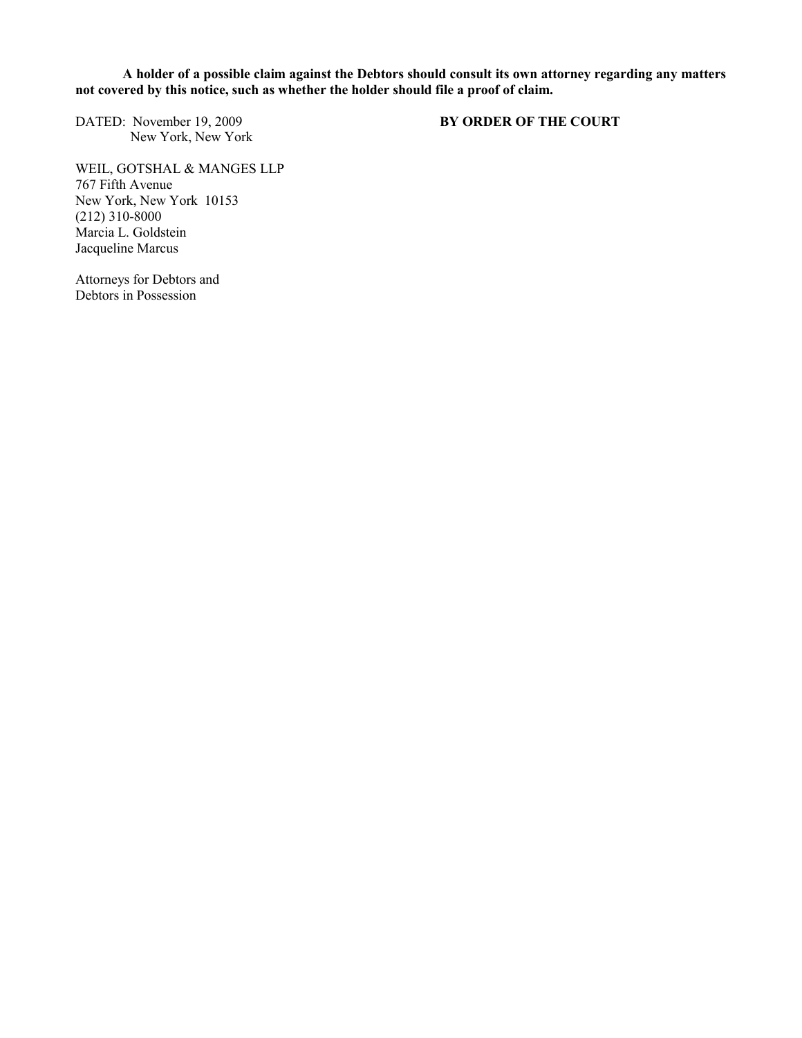**A holder of a possible claim against the Debtors should consult its own attorney regarding any matters not covered by this notice, such as whether the holder should file a proof of claim.**

DATED: November 19, 2009
New York, New York

**BY ORDER OF THE COURT**

WEIL, GOTSHAL & MANGES LLP
767 Fifth Avenue
New York, New York 10153
(212) 310-8000
Marcia L. Goldstein
Jacqueline Marcus

Attorneys for Debtors and
Debtors in Possession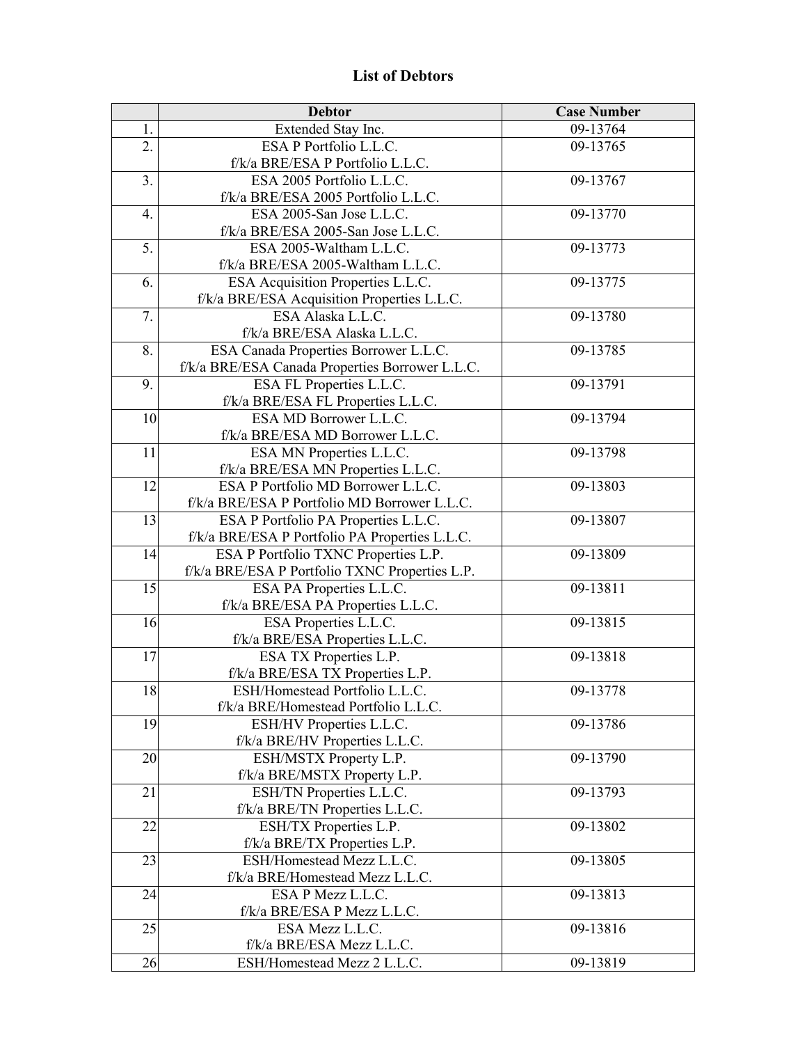## List of Debtors

| | Debtor | Case Number |
|---|---|---|
| 1. | Extended Stay Inc. | 09-13764 |
| 2. | ESA P Portfolio L.L.C. f/k/a BRE/ESA P Portfolio L.L.C. | 09-13765 |
| 3. | ESA 2005 Portfolio L.L.C. f/k/a BRE/ESA 2005 Portfolio L.L.C. | 09-13767 |
| 4. | ESA 2005-San Jose L.L.C. f/k/a BRE/ESA 2005-San Jose L.L.C. | 09-13770 |
| 5. | ESA 2005-Waltham L.L.C. f/k/a BRE/ESA 2005-Waltham L.L.C. | 09-13773 |
| 6. | ESA Acquisition Properties L.L.C. f/k/a BRE/ESA Acquisition Properties L.L.C. | 09-13775 |
| 7. | ESA Alaska L.L.C. f/k/a BRE/ESA Alaska L.L.C. | 09-13780 |
| 8. | ESA Canada Properties Borrower L.L.C. f/k/a BRE/ESA Canada Properties Borrower L.L.C. | 09-13785 |
| 9. | ESA FL Properties L.L.C. f/k/a BRE/ESA FL Properties L.L.C. | 09-13791 |
| 10 | ESA MD Borrower L.L.C. f/k/a BRE/ESA MD Borrower L.L.C. | 09-13794 |
| 11 | ESA MN Properties L.L.C. f/k/a BRE/ESA MN Properties L.L.C. | 09-13798 |
| 12 | ESA P Portfolio MD Borrower L.L.C. f/k/a BRE/ESA P Portfolio MD Borrower L.L.C. | 09-13803 |
| 13 | ESA P Portfolio PA Properties L.L.C. f/k/a BRE/ESA P Portfolio PA Properties L.L.C. | 09-13807 |
| 14 | ESA P Portfolio TXNC Properties L.P. f/k/a BRE/ESA P Portfolio TXNC Properties L.P. | 09-13809 |
| 15 | ESA PA Properties L.L.C. f/k/a BRE/ESA PA Properties L.L.C. | 09-13811 |
| 16 | ESA Properties L.L.C. f/k/a BRE/ESA Properties L.L.C. | 09-13815 |
| 17 | ESA TX Properties L.P. f/k/a BRE/ESA TX Properties L.P. | 09-13818 |
| 18 | ESH/Homestead Portfolio L.L.C. f/k/a BRE/Homestead Portfolio L.L.C. | 09-13778 |
| 19 | ESH/HV Properties L.L.C. f/k/a BRE/HV Properties L.L.C. | 09-13786 |
| 20 | ESH/MSTX Property L.P. f/k/a BRE/MSTX Property L.P. | 09-13790 |
| 21 | ESH/TN Properties L.L.C. f/k/a BRE/TN Properties L.L.C. | 09-13793 |
| 22 | ESH/TX Properties L.P. f/k/a BRE/TX Properties L.P. | 09-13802 |
| 23 | ESH/Homestead Mezz L.L.C. f/k/a BRE/Homestead Mezz L.L.C. | 09-13805 |
| 24 | ESA P Mezz L.L.C. f/k/a BRE/ESA P Mezz L.L.C. | 09-13813 |
| 25 | ESA Mezz L.L.C. f/k/a BRE/ESA Mezz L.L.C. | 09-13816 |
| 26 | ESH/Homestead Mezz 2 L.L.C. | 09-13819 |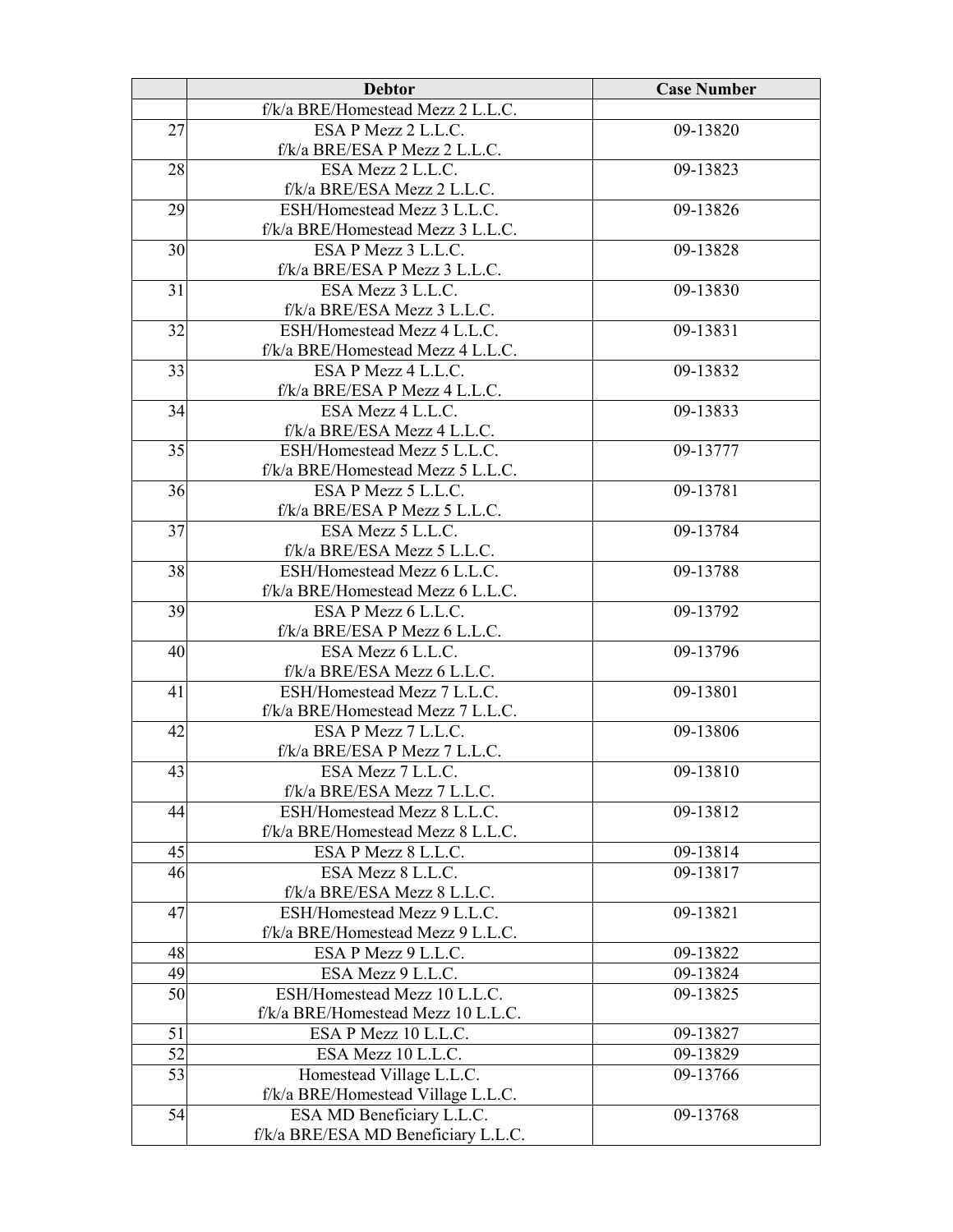|  | Debtor | Case Number |
|---|---|---|
|  | f/k/a BRE/Homestead Mezz 2 L.L.C. |  |
| 27 | ESA P Mezz 2 L.L.C.<br>f/k/a BRE/ESA P Mezz 2 L.L.C. | 09-13820 |
| 28 | ESA Mezz 2 L.L.C.<br>f/k/a BRE/ESA Mezz 2 L.L.C. | 09-13823 |
| 29 | ESH/Homestead Mezz 3 L.L.C.<br>f/k/a BRE/Homestead Mezz 3 L.L.C. | 09-13826 |
| 30 | ESA P Mezz 3 L.L.C.<br>f/k/a BRE/ESA P Mezz 3 L.L.C. | 09-13828 |
| 31 | ESA Mezz 3 L.L.C.<br>f/k/a BRE/ESA Mezz 3 L.L.C. | 09-13830 |
| 32 | ESH/Homestead Mezz 4 L.L.C.<br>f/k/a BRE/Homestead Mezz 4 L.L.C. | 09-13831 |
| 33 | ESA P Mezz 4 L.L.C.<br>f/k/a BRE/ESA P Mezz 4 L.L.C. | 09-13832 |
| 34 | ESA Mezz 4 L.L.C.<br>f/k/a BRE/ESA Mezz 4 L.L.C. | 09-13833 |
| 35 | ESH/Homestead Mezz 5 L.L.C.<br>f/k/a BRE/Homestead Mezz 5 L.L.C. | 09-13777 |
| 36 | ESA P Mezz 5 L.L.C.<br>f/k/a BRE/ESA P Mezz 5 L.L.C. | 09-13781 |
| 37 | ESA Mezz 5 L.L.C.<br>f/k/a BRE/ESA Mezz 5 L.L.C. | 09-13784 |
| 38 | ESH/Homestead Mezz 6 L.L.C.<br>f/k/a BRE/Homestead Mezz 6 L.L.C. | 09-13788 |
| 39 | ESA P Mezz 6 L.L.C.<br>f/k/a BRE/ESA P Mezz 6 L.L.C. | 09-13792 |
| 40 | ESA Mezz 6 L.L.C.<br>f/k/a BRE/ESA Mezz 6 L.L.C. | 09-13796 |
| 41 | ESH/Homestead Mezz 7 L.L.C.<br>f/k/a BRE/Homestead Mezz 7 L.L.C. | 09-13801 |
| 42 | ESA P Mezz 7 L.L.C.<br>f/k/a BRE/ESA P Mezz 7 L.L.C. | 09-13806 |
| 43 | ESA Mezz 7 L.L.C.<br>f/k/a BRE/ESA Mezz 7 L.L.C. | 09-13810 |
| 44 | ESH/Homestead Mezz 8 L.L.C.<br>f/k/a BRE/Homestead Mezz 8 L.L.C. | 09-13812 |
| 45 | ESA P Mezz 8 L.L.C. | 09-13814 |
| 46 | ESA Mezz 8 L.L.C.<br>f/k/a BRE/ESA Mezz 8 L.L.C. | 09-13817 |
| 47 | ESH/Homestead Mezz 9 L.L.C.<br>f/k/a BRE/Homestead Mezz 9 L.L.C. | 09-13821 |
| 48 | ESA P Mezz 9 L.L.C. | 09-13822 |
| 49 | ESA Mezz 9 L.L.C. | 09-13824 |
| 50 | ESH/Homestead Mezz 10 L.L.C.<br>f/k/a BRE/Homestead Mezz 10 L.L.C. | 09-13825 |
| 51 | ESA P Mezz 10 L.L.C. | 09-13827 |
| 52 | ESA Mezz 10 L.L.C. | 09-13829 |
| 53 | Homestead Village L.L.C.<br>f/k/a BRE/Homestead Village L.L.C. | 09-13766 |
| 54 | ESA MD Beneficiary L.L.C.<br>f/k/a BRE/ESA MD Beneficiary L.L.C. | 09-13768 |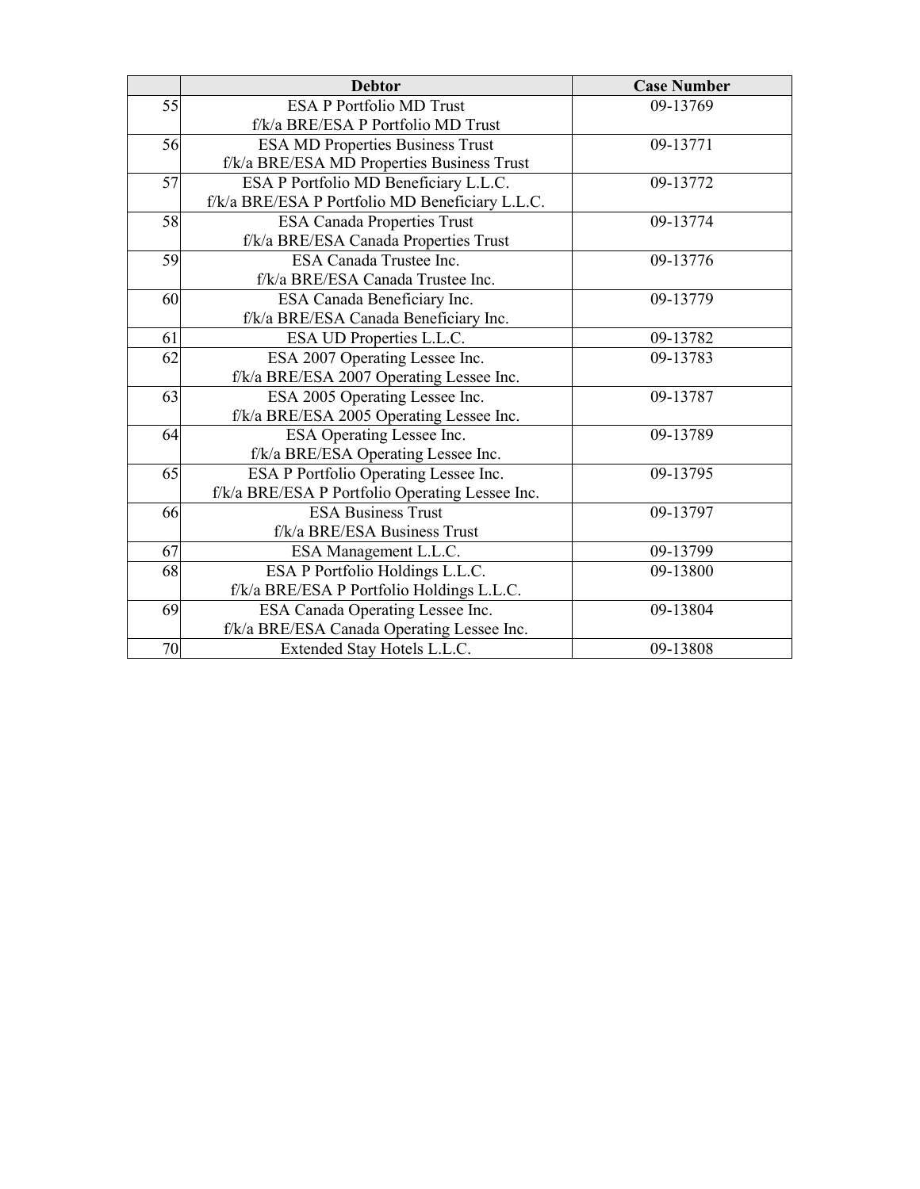| | Debtor | Case Number |
|---|---|---|
| 55 | ESA P Portfolio MD Trust<br>f/k/a BRE/ESA P Portfolio MD Trust | 09-13769 |
| 56 | ESA MD Properties Business Trust<br>f/k/a BRE/ESA MD Properties Business Trust | 09-13771 |
| 57 | ESA P Portfolio MD Beneficiary L.L.C.<br>f/k/a BRE/ESA P Portfolio MD Beneficiary L.L.C. | 09-13772 |
| 58 | ESA Canada Properties Trust<br>f/k/a BRE/ESA Canada Properties Trust | 09-13774 |
| 59 | ESA Canada Trustee Inc.<br>f/k/a BRE/ESA Canada Trustee Inc. | 09-13776 |
| 60 | ESA Canada Beneficiary Inc.<br>f/k/a BRE/ESA Canada Beneficiary Inc. | 09-13779 |
| 61 | ESA UD Properties L.L.C. | 09-13782 |
| 62 | ESA 2007 Operating Lessee Inc.<br>f/k/a BRE/ESA 2007 Operating Lessee Inc. | 09-13783 |
| 63 | ESA 2005 Operating Lessee Inc.<br>f/k/a BRE/ESA 2005 Operating Lessee Inc. | 09-13787 |
| 64 | ESA Operating Lessee Inc.<br>f/k/a BRE/ESA Operating Lessee Inc. | 09-13789 |
| 65 | ESA P Portfolio Operating Lessee Inc.<br>f/k/a BRE/ESA P Portfolio Operating Lessee Inc. | 09-13795 |
| 66 | ESA Business Trust<br>f/k/a BRE/ESA Business Trust | 09-13797 |
| 67 | ESA Management L.L.C. | 09-13799 |
| 68 | ESA P Portfolio Holdings L.L.C.<br>f/k/a BRE/ESA P Portfolio Holdings L.L.C. | 09-13800 |
| 69 | ESA Canada Operating Lessee Inc.<br>f/k/a BRE/ESA Canada Operating Lessee Inc. | 09-13804 |
| 70 | Extended Stay Hotels L.L.C. | 09-13808 |